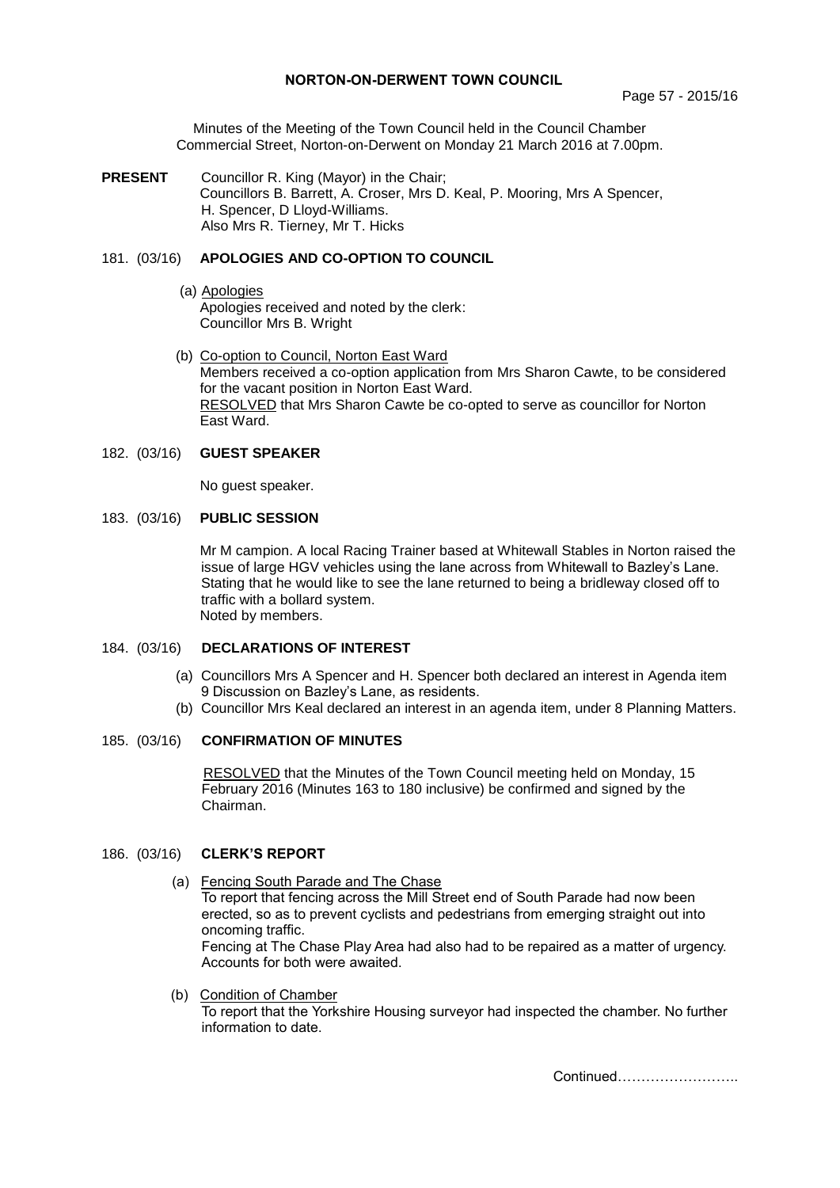**NORTON-ON-DERWENT TOWN COUNCIL**

Page 57 - 2015/16

Minutes of the Meeting of the Town Council held in the Council Chamber Commercial Street, Norton-on-Derwent on Monday 21 March 2016 at 7.00pm.

**PRESENT** Councillor R. King (Mayor) in the Chair;
Councillors B. Barrett, A. Croser, Mrs D. Keal, P. Mooring, Mrs A Spencer, H. Spencer, D Lloyd-Williams.
Also Mrs R. Tierney, Mr T. Hicks

181. (03/16) **APOLOGIES AND CO-OPTION TO COUNCIL**

(a) Apologies
Apologies received and noted by the clerk:
Councillor Mrs B. Wright

(b) Co-option to Council, Norton East Ward
Members received a co-option application from Mrs Sharon Cawte, to be considered for the vacant position in Norton East Ward.
RESOLVED that Mrs Sharon Cawte be co-opted to serve as councillor for Norton East Ward.

182. (03/16) **GUEST SPEAKER**

No guest speaker.

183. (03/16) **PUBLIC SESSION**

Mr M campion. A local Racing Trainer based at Whitewall Stables in Norton raised the issue of large HGV vehicles using the lane across from Whitewall to Bazley's Lane. Stating that he would like to see the lane returned to being a bridleway closed off to traffic with a bollard system.
Noted by members.

184. (03/16) **DECLARATIONS OF INTEREST**

(a) Councillors Mrs A Spencer and H. Spencer both declared an interest in Agenda item 9 Discussion on Bazley's Lane, as residents.
(b) Councillor Mrs Keal declared an interest in an agenda item, under 8 Planning Matters.

185. (03/16) **CONFIRMATION OF MINUTES**

RESOLVED that the Minutes of the Town Council meeting held on Monday, 15 February 2016 (Minutes 163 to 180 inclusive) be confirmed and signed by the Chairman.

186. (03/16) **CLERK'S REPORT**

(a) Fencing South Parade and The Chase
To report that fencing across the Mill Street end of South Parade had now been erected, so as to prevent cyclists and pedestrians from emerging straight out into oncoming traffic.
Fencing at The Chase Play Area had also had to be repaired as a matter of urgency. Accounts for both were awaited.

(b) Condition of Chamber
To report that the Yorkshire Housing surveyor had inspected the chamber. No further information to date.

Continued……………………..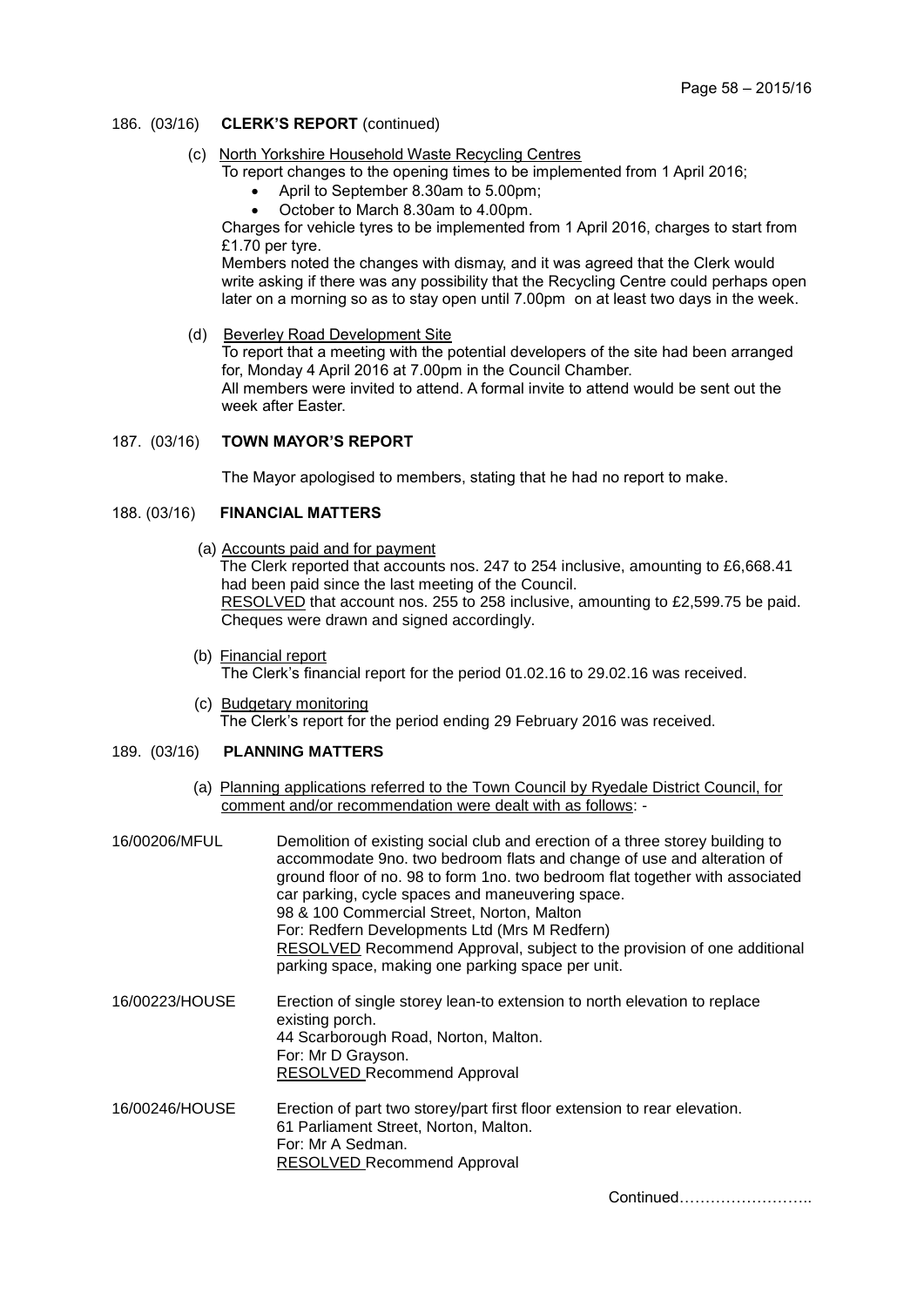186. (03/16) **CLERK'S REPORT** (continued)

(c) North Yorkshire Household Waste Recycling Centres

To report changes to the opening times to be implemented from 1 April 2016;

- April to September 8.30am to 5.00pm;
- October to March 8.30am to 4.00pm.

Charges for vehicle tyres to be implemented from 1 April 2016, charges to start from £1.70 per tyre.

Members noted the changes with dismay, and it was agreed that the Clerk would write asking if there was any possibility that the Recycling Centre could perhaps open later on a morning so as to stay open until 7.00pm on at least two days in the week.

(d) Beverley Road Development Site

To report that a meeting with the potential developers of the site had been arranged for, Monday 4 April 2016 at 7.00pm in the Council Chamber.

All members were invited to attend. A formal invite to attend would be sent out the week after Easter.

187. (03/16) **TOWN MAYOR'S REPORT**

The Mayor apologised to members, stating that he had no report to make.

188. (03/16) **FINANCIAL MATTERS**

(a) Accounts paid and for payment

The Clerk reported that accounts nos. 247 to 254 inclusive, amounting to £6,668.41 had been paid since the last meeting of the Council.

RESOLVED that account nos. 255 to 258 inclusive, amounting to £2,599.75 be paid. Cheques were drawn and signed accordingly.

(b) Financial report

The Clerk's financial report for the period 01.02.16 to 29.02.16 was received.

(c) Budgetary monitoring

The Clerk's report for the period ending 29 February 2016 was received.

189. (03/16) **PLANNING MATTERS**

(a) Planning applications referred to the Town Council by Ryedale District Council, for comment and/or recommendation were dealt with as follows: -

16/00206/MFUL
Demolition of existing social club and erection of a three storey building to accommodate 9no. two bedroom flats and change of use and alteration of ground floor of no. 98 to form 1no. two bedroom flat together with associated car parking, cycle spaces and maneuvering space.
98 & 100 Commercial Street, Norton, Malton
For: Redfern Developments Ltd (Mrs M Redfern)
RESOLVED Recommend Approval, subject to the provision of one additional parking space, making one parking space per unit.

16/00223/HOUSE
Erection of single storey lean-to extension to north elevation to replace existing porch.
44 Scarborough Road, Norton, Malton.
For: Mr D Grayson.
RESOLVED Recommend Approval

16/00246/HOUSE
Erection of part two storey/part first floor extension to rear elevation.
61 Parliament Street, Norton, Malton.
For: Mr A Sedman.
RESOLVED Recommend Approval

Continued……………………..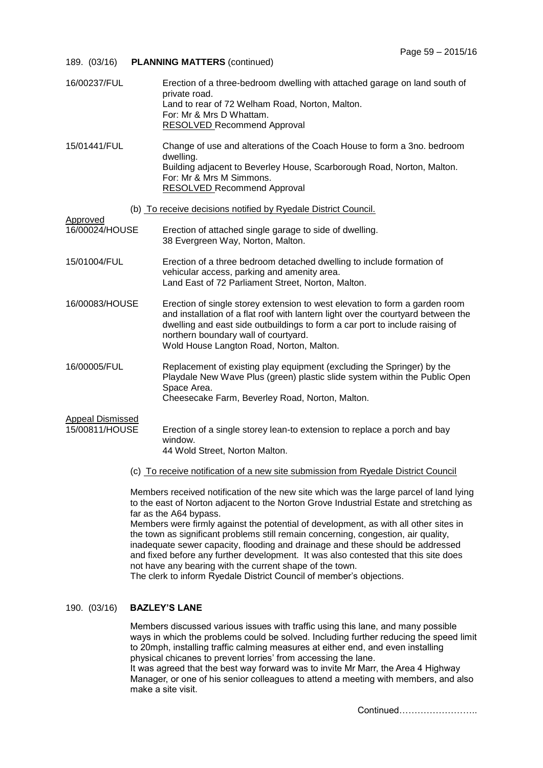## 189. (03/16) **PLANNING MATTERS** (continued)

**16/00237/FUL**
Erection of a three-bedroom dwelling with attached garage on land south of private road.
Land to rear of 72 Welham Road, Norton, Malton.
For: Mr & Mrs D Whattam.
RESOLVED Recommend Approval

**15/01441/FUL**
Change of use and alterations of the Coach House to form a 3no. bedroom dwelling.
Building adjacent to Beverley House, Scarborough Road, Norton, Malton.
For: Mr & Mrs M Simmons.
RESOLVED Recommend Approval

(b) To receive decisions notified by Ryedale District Council.

Approved

**16/00024/HOUSE**
Erection of attached single garage to side of dwelling.
38 Evergreen Way, Norton, Malton.

**15/01004/FUL**
Erection of a three bedroom detached dwelling to include formation of vehicular access, parking and amenity area.
Land East of 72 Parliament Street, Norton, Malton.

**16/00083/HOUSE**
Erection of single storey extension to west elevation to form a garden room and installation of a flat roof with lantern light over the courtyard between the dwelling and east side outbuildings to form a car port to include raising of northern boundary wall of courtyard.
Wold House Langton Road, Norton, Malton.

**16/00005/FUL**
Replacement of existing play equipment (excluding the Springer) by the Playdale New Wave Plus (green) plastic slide system within the Public Open Space Area.
Cheesecake Farm, Beverley Road, Norton, Malton.

Appeal Dismissed

**15/00811/HOUSE**
Erection of a single storey lean-to extension to replace a porch and bay window.
44 Wold Street, Norton Malton.

(c) To receive notification of a new site submission from Ryedale District Council

Members received notification of the new site which was the large parcel of land lying to the east of Norton adjacent to the Norton Grove Industrial Estate and stretching as far as the A64 bypass.
Members were firmly against the potential of development, as with all other sites in the town as significant problems still remain concerning, congestion, air quality, inadequate sewer capacity, flooding and drainage and these should be addressed and fixed before any further development. It was also contested that this site does not have any bearing with the current shape of the town.
The clerk to inform Ryedale District Council of member's objections.

## 190. (03/16) **BAZLEY'S LANE**

Members discussed various issues with traffic using this lane, and many possible ways in which the problems could be solved. Including further reducing the speed limit to 20mph, installing traffic calming measures at either end, and even installing physical chicanes to prevent lorries' from accessing the lane.
It was agreed that the best way forward was to invite Mr Marr, the Area 4 Highway Manager, or one of his senior colleagues to attend a meeting with members, and also make a site visit.

Continued……………………..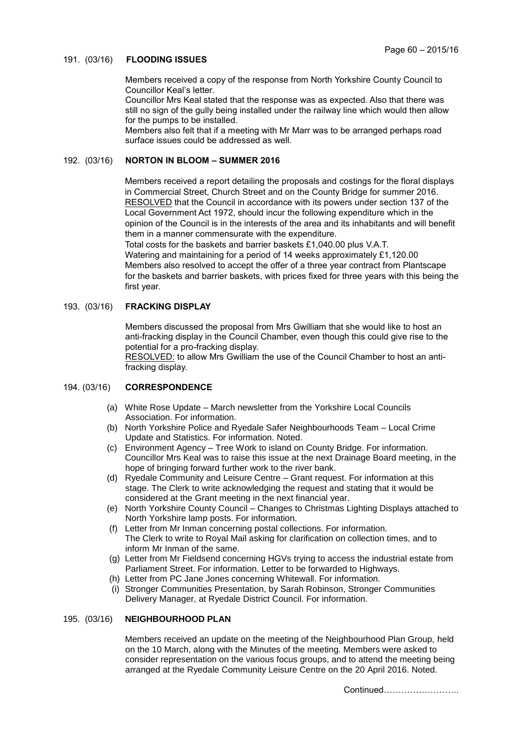## 191. (03/16) FLOODING ISSUES

Members received a copy of the response from North Yorkshire County Council to Councillor Keal's letter.
Councillor Mrs Keal stated that the response was as expected. Also that there was still no sign of the gully being installed under the railway line which would then allow for the pumps to be installed.
Members also felt that if a meeting with Mr Marr was to be arranged perhaps road surface issues could be addressed as well.

## 192. (03/16) NORTON IN BLOOM – SUMMER 2016

Members received a report detailing the proposals and costings for the floral displays in Commercial Street, Church Street and on the County Bridge for summer 2016.
RESOLVED that the Council in accordance with its powers under section 137 of the Local Government Act 1972, should incur the following expenditure which in the opinion of the Council is in the interests of the area and its inhabitants and will benefit them in a manner commensurate with the expenditure.
Total costs for the baskets and barrier baskets £1,040.00 plus V.A.T.
Watering and maintaining for a period of 14 weeks approximately £1,120.00
Members also resolved to accept the offer of a three year contract from Plantscape for the baskets and barrier baskets, with prices fixed for three years with this being the first year.

## 193. (03/16) FRACKING DISPLAY

Members discussed the proposal from Mrs Gwilliam that she would like to host an anti-fracking display in the Council Chamber, even though this could give rise to the potential for a pro-fracking display.
RESOLVED: to allow Mrs Gwilliam the use of the Council Chamber to host an anti-fracking display.

## 194. (03/16) CORRESPONDENCE

(a) White Rose Update – March newsletter from the Yorkshire Local Councils Association. For information.
(b) North Yorkshire Police and Ryedale Safer Neighbourhoods Team – Local Crime Update and Statistics. For information. Noted.
(c) Environment Agency – Tree Work to island on County Bridge. For information. Councillor Mrs Keal was to raise this issue at the next Drainage Board meeting, in the hope of bringing forward further work to the river bank.
(d) Ryedale Community and Leisure Centre – Grant request. For information at this stage. The Clerk to write acknowledging the request and stating that it would be considered at the Grant meeting in the next financial year.
(e) North Yorkshire County Council – Changes to Christmas Lighting Displays attached to North Yorkshire lamp posts. For information.
(f) Letter from Mr Inman concerning postal collections. For information. The Clerk to write to Royal Mail asking for clarification on collection times, and to inform Mr Inman of the same.
(g) Letter from Mr Fieldsend concerning HGVs trying to access the industrial estate from Parliament Street. For information. Letter to be forwarded to Highways.
(h) Letter from PC Jane Jones concerning Whitewall. For information.
(i) Stronger Communities Presentation, by Sarah Robinson, Stronger Communities Delivery Manager, at Ryedale District Council. For information.

## 195. (03/16) NEIGHBOURHOOD PLAN

Members received an update on the meeting of the Neighbourhood Plan Group, held on the 10 March, along with the Minutes of the meeting. Members were asked to consider representation on the various focus groups, and to attend the meeting being arranged at the Ryedale Community Leisure Centre on the 20 April 2016. Noted.

Continued……………………..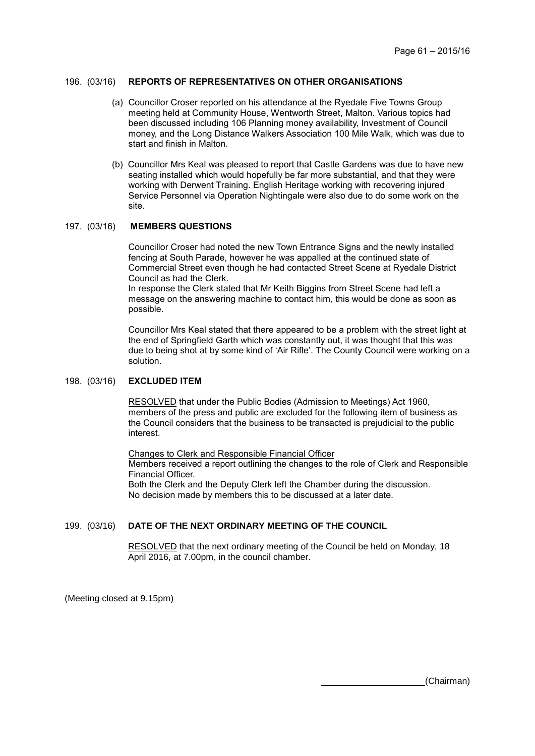196. (03/16) **REPORTS OF REPRESENTATIVES ON OTHER ORGANISATIONS**

(a) Councillor Croser reported on his attendance at the Ryedale Five Towns Group meeting held at Community House, Wentworth Street, Malton. Various topics had been discussed including 106 Planning money availability, Investment of Council money, and the Long Distance Walkers Association 100 Mile Walk, which was due to start and finish in Malton.

(b) Councillor Mrs Keal was pleased to report that Castle Gardens was due to have new seating installed which would hopefully be far more substantial, and that they were working with Derwent Training. English Heritage working with recovering injured Service Personnel via Operation Nightingale were also due to do some work on the site.

197. (03/16) **MEMBERS QUESTIONS**

Councillor Croser had noted the new Town Entrance Signs and the newly installed fencing at South Parade, however he was appalled at the continued state of Commercial Street even though he had contacted Street Scene at Ryedale District Council as had the Clerk.
In response the Clerk stated that Mr Keith Biggins from Street Scene had left a message on the answering machine to contact him, this would be done as soon as possible.

Councillor Mrs Keal stated that there appeared to be a problem with the street light at the end of Springfield Garth which was constantly out, it was thought that this was due to being shot at by some kind of 'Air Rifle'. The County Council were working on a solution.

198. (03/16) **EXCLUDED ITEM**

RESOLVED that under the Public Bodies (Admission to Meetings) Act 1960, members of the press and public are excluded for the following item of business as the Council considers that the business to be transacted is prejudicial to the public interest.

Changes to Clerk and Responsible Financial Officer
Members received a report outlining the changes to the role of Clerk and Responsible Financial Officer.
Both the Clerk and the Deputy Clerk left the Chamber during the discussion.
No decision made by members this to be discussed at a later date.

199. (03/16) **DATE OF THE NEXT ORDINARY MEETING OF THE COUNCIL**

RESOLVED that the next ordinary meeting of the Council be held on Monday, 18 April 2016, at 7.00pm, in the council chamber.

(Meeting closed at 9.15pm)

____________________ (Chairman)